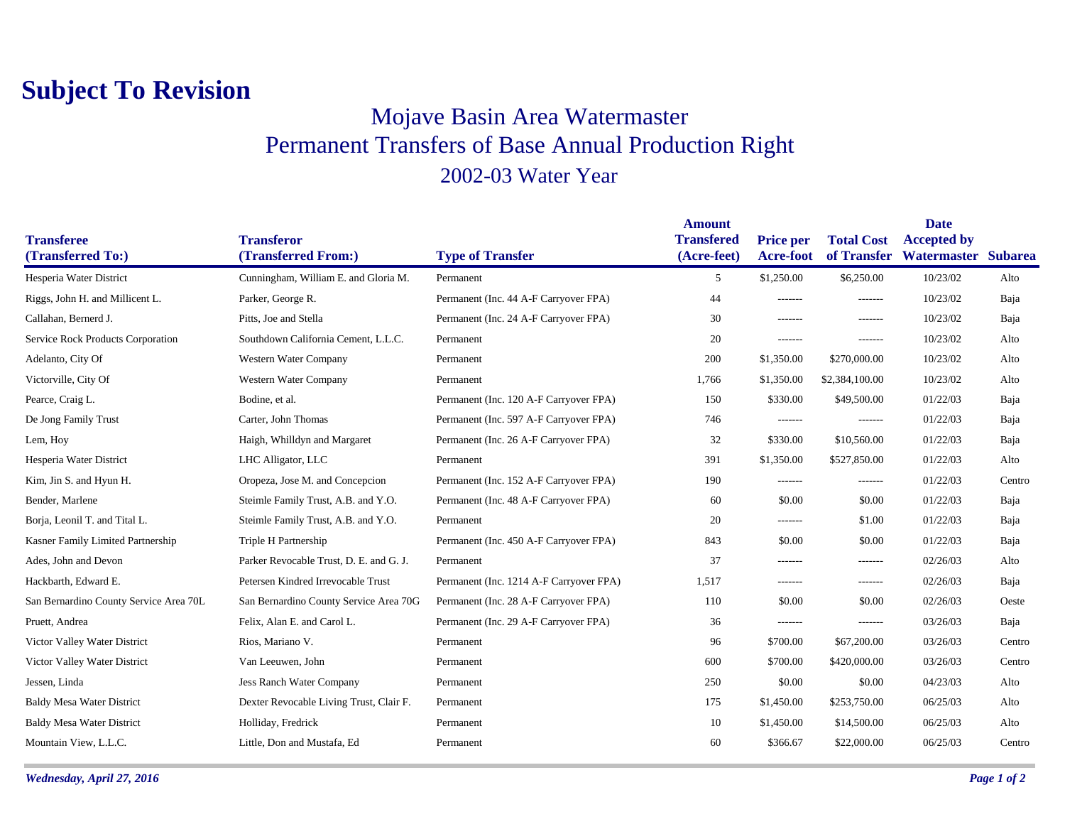# Subject To Revision

## Mojave Basin Area Watermaster
## Permanent Transfers of Base Annual Production Right
## 2002-03 Water Year

| Transferee (Transferred To:) | Transferor (Transferred From:) | Type of Transfer | Amount Transfered (Acre-feet) | Price per Acre-foot | Total Cost of Transfer | Date Accepted by Watermaster | Subarea |
|---|---|---|---|---|---|---|---|
| Hesperia Water District | Cunningham, William E. and Gloria M. | Permanent | 5 | $1,250.00 | $6,250.00 | 10/23/02 | Alto |
| Riggs, John H. and Millicent L. | Parker, George R. | Permanent (Inc. 44 A-F Carryover FPA) | 44 | ------- | ------- | 10/23/02 | Baja |
| Callahan, Bernerd J. | Pitts, Joe and Stella | Permanent (Inc. 24 A-F Carryover FPA) | 30 | ------- | ------- | 10/23/02 | Baja |
| Service Rock Products Corporation | Southdown California Cement, L.L.C. | Permanent | 20 | ------- | ------- | 10/23/02 | Alto |
| Adelanto, City Of | Western Water Company | Permanent | 200 | $1,350.00 | $270,000.00 | 10/23/02 | Alto |
| Victorville, City Of | Western Water Company | Permanent | 1,766 | $1,350.00 | $2,384,100.00 | 10/23/02 | Alto |
| Pearce, Craig L. | Bodine, et al. | Permanent (Inc. 120 A-F Carryover FPA) | 150 | $330.00 | $49,500.00 | 01/22/03 | Baja |
| De Jong Family Trust | Carter, John Thomas | Permanent (Inc. 597 A-F Carryover FPA) | 746 | ------- | ------- | 01/22/03 | Baja |
| Lem, Hoy | Haigh, Whilldyn and Margaret | Permanent (Inc. 26 A-F Carryover FPA) | 32 | $330.00 | $10,560.00 | 01/22/03 | Baja |
| Hesperia Water District | LHC Alligator, LLC | Permanent | 391 | $1,350.00 | $527,850.00 | 01/22/03 | Alto |
| Kim, Jin S. and Hyun H. | Oropeza, Jose M. and Concepcion | Permanent (Inc. 152 A-F Carryover FPA) | 190 | ------- | ------- | 01/22/03 | Centro |
| Bender, Marlene | Steimle Family Trust, A.B. and Y.O. | Permanent (Inc. 48 A-F Carryover FPA) | 60 | $0.00 | $0.00 | 01/22/03 | Baja |
| Borja, Leonil T. and Tital L. | Steimle Family Trust, A.B. and Y.O. | Permanent | 20 | ------- | $1.00 | 01/22/03 | Baja |
| Kasner Family Limited Partnership | Triple H Partnership | Permanent (Inc. 450 A-F Carryover FPA) | 843 | $0.00 | $0.00 | 01/22/03 | Baja |
| Ades, John and Devon | Parker Revocable Trust, D. E. and G. J. | Permanent | 37 | ------- | ------- | 02/26/03 | Alto |
| Hackbarth, Edward E. | Petersen Kindred Irrevocable Trust | Permanent (Inc. 1214 A-F Carryover FPA) | 1,517 | ------- | ------- | 02/26/03 | Baja |
| San Bernardino County Service Area 70L | San Bernardino County Service Area 70G | Permanent (Inc. 28 A-F Carryover FPA) | 110 | $0.00 | $0.00 | 02/26/03 | Oeste |
| Pruett, Andrea | Felix, Alan E. and Carol L. | Permanent (Inc. 29 A-F Carryover FPA) | 36 | ------- | ------- | 03/26/03 | Baja |
| Victor Valley Water District | Rios, Mariano V. | Permanent | 96 | $700.00 | $67,200.00 | 03/26/03 | Centro |
| Victor Valley Water District | Van Leeuwen, John | Permanent | 600 | $700.00 | $420,000.00 | 03/26/03 | Centro |
| Jessen, Linda | Jess Ranch Water Company | Permanent | 250 | $0.00 | $0.00 | 04/23/03 | Alto |
| Baldy Mesa Water District | Dexter Revocable Living Trust, Clair F. | Permanent | 175 | $1,450.00 | $253,750.00 | 06/25/03 | Alto |
| Baldy Mesa Water District | Holliday, Fredrick | Permanent | 10 | $1,450.00 | $14,500.00 | 06/25/03 | Alto |
| Mountain View, L.L.C. | Little, Don and Mustafa, Ed | Permanent | 60 | $366.67 | $22,000.00 | 06/25/03 | Centro |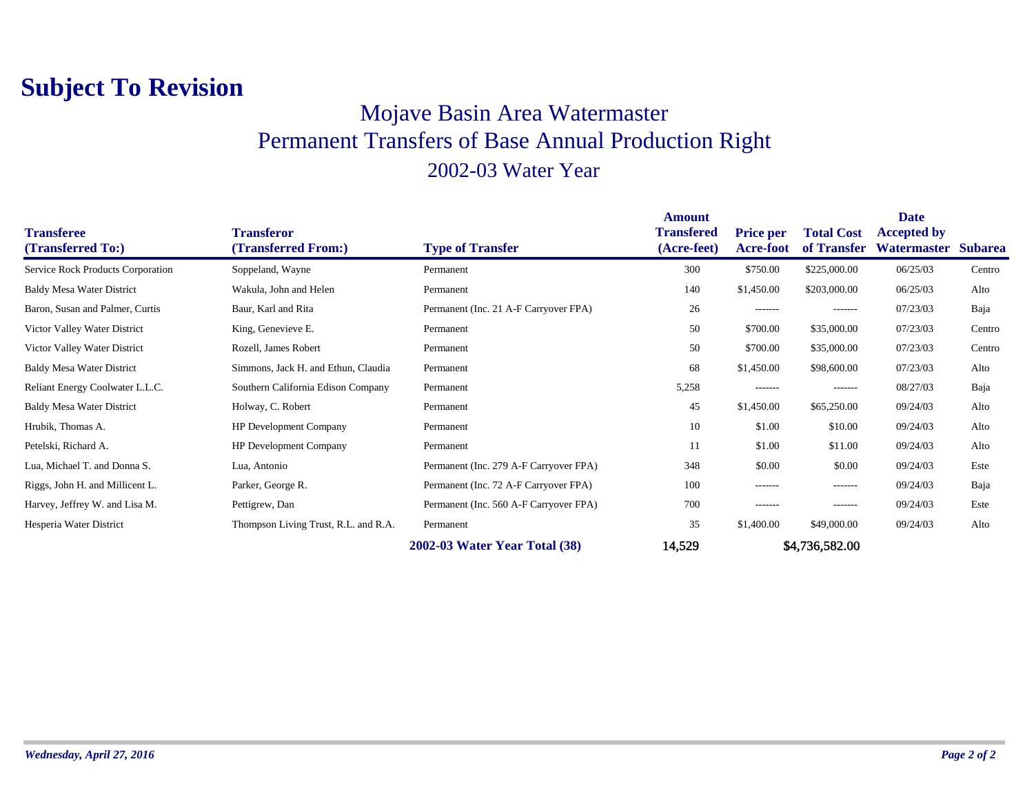# Subject To Revision

## Mojave Basin Area Watermaster
## Permanent Transfers of Base Annual Production Right
## 2002-03 Water Year

| Transferee (Transferred To:) | Transferor (Transferred From:) | Type of Transfer | Amount Transfered (Acre-feet) | Price per Acre-foot | Total Cost of Transfer | Date Accepted by Watermaster | Subarea |
|---|---|---|---|---|---|---|---|
| Service Rock Products Corporation | Soppeland, Wayne | Permanent | 300 | $750.00 | $225,000.00 | 06/25/03 | Centro |
| Baldy Mesa Water District | Wakula, John and Helen | Permanent | 140 | $1,450.00 | $203,000.00 | 06/25/03 | Alto |
| Baron, Susan and Palmer, Curtis | Baur, Karl and Rita | Permanent (Inc. 21 A-F Carryover FPA) | 26 | ------- | ------- | 07/23/03 | Baja |
| Victor Valley Water District | King, Genevieve E. | Permanent | 50 | $700.00 | $35,000.00 | 07/23/03 | Centro |
| Victor Valley Water District | Rozell, James Robert | Permanent | 50 | $700.00 | $35,000.00 | 07/23/03 | Centro |
| Baldy Mesa Water District | Simmons, Jack H. and Ethun, Claudia | Permanent | 68 | $1,450.00 | $98,600.00 | 07/23/03 | Alto |
| Reliant Energy Coolwater L.L.C. | Southern California Edison Company | Permanent | 5,258 | ------- | ------- | 08/27/03 | Baja |
| Baldy Mesa Water District | Holway, C. Robert | Permanent | 45 | $1,450.00 | $65,250.00 | 09/24/03 | Alto |
| Hrubik, Thomas A. | HP Development Company | Permanent | 10 | $1.00 | $10.00 | 09/24/03 | Alto |
| Petelski, Richard A. | HP Development Company | Permanent | 11 | $1.00 | $11.00 | 09/24/03 | Alto |
| Lua, Michael T. and Donna S. | Lua, Antonio | Permanent (Inc. 279 A-F Carryover FPA) | 348 | $0.00 | $0.00 | 09/24/03 | Este |
| Riggs, John H. and Millicent L. | Parker, George R. | Permanent (Inc. 72 A-F Carryover FPA) | 100 | ------- | ------- | 09/24/03 | Baja |
| Harvey, Jeffrey W. and Lisa M. | Pettigrew, Dan | Permanent (Inc. 560 A-F Carryover FPA) | 700 | ------- | ------- | 09/24/03 | Este |
| Hesperia Water District | Thompson Living Trust, R.L. and R.A. | Permanent | 35 | $1,400.00 | $49,000.00 | 09/24/03 | Alto |
| | | **2002-03 Water Year Total (38)** | 14,529 | | $4,736,582.00 | | |

*Wednesday, April 27, 2016*